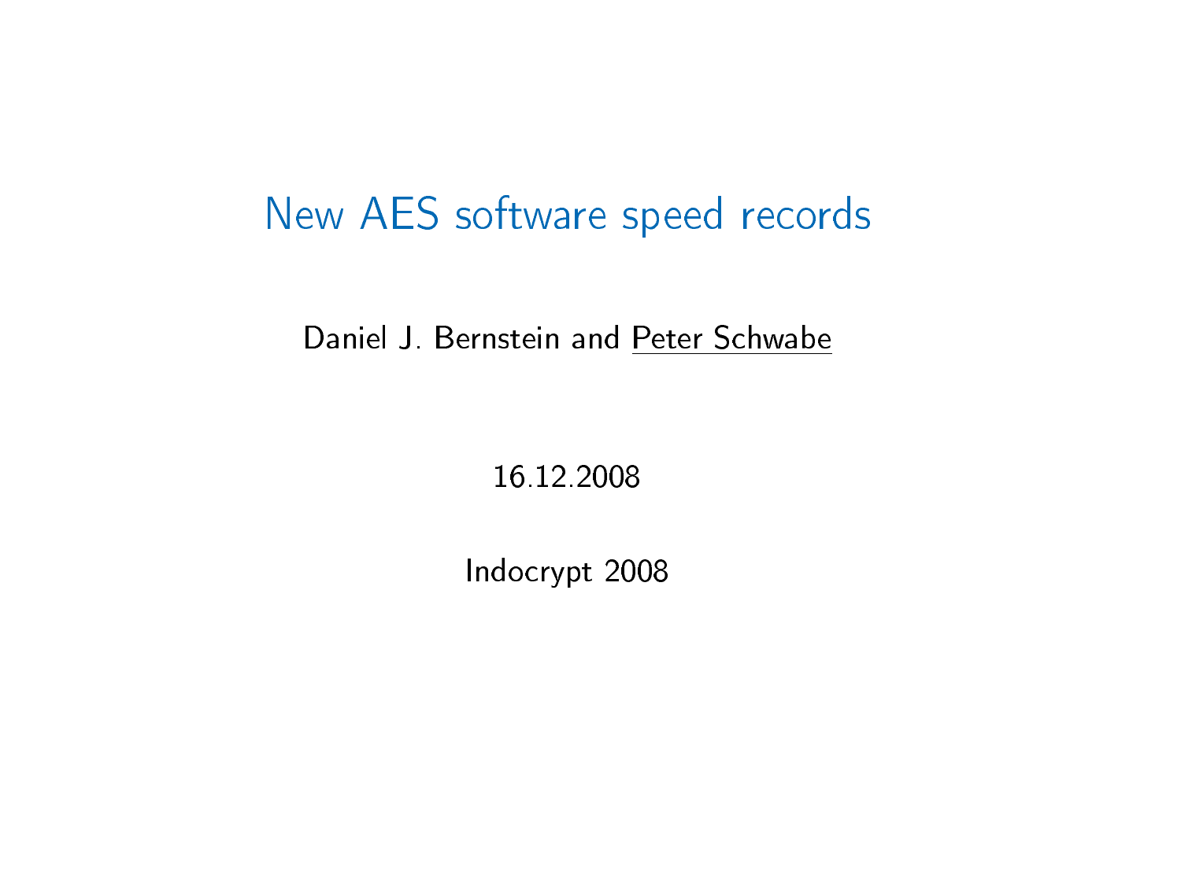# New AES software speed records

Daniel J. Bernstein and Peter Schwabe

16.12.2008

Indocrypt 2008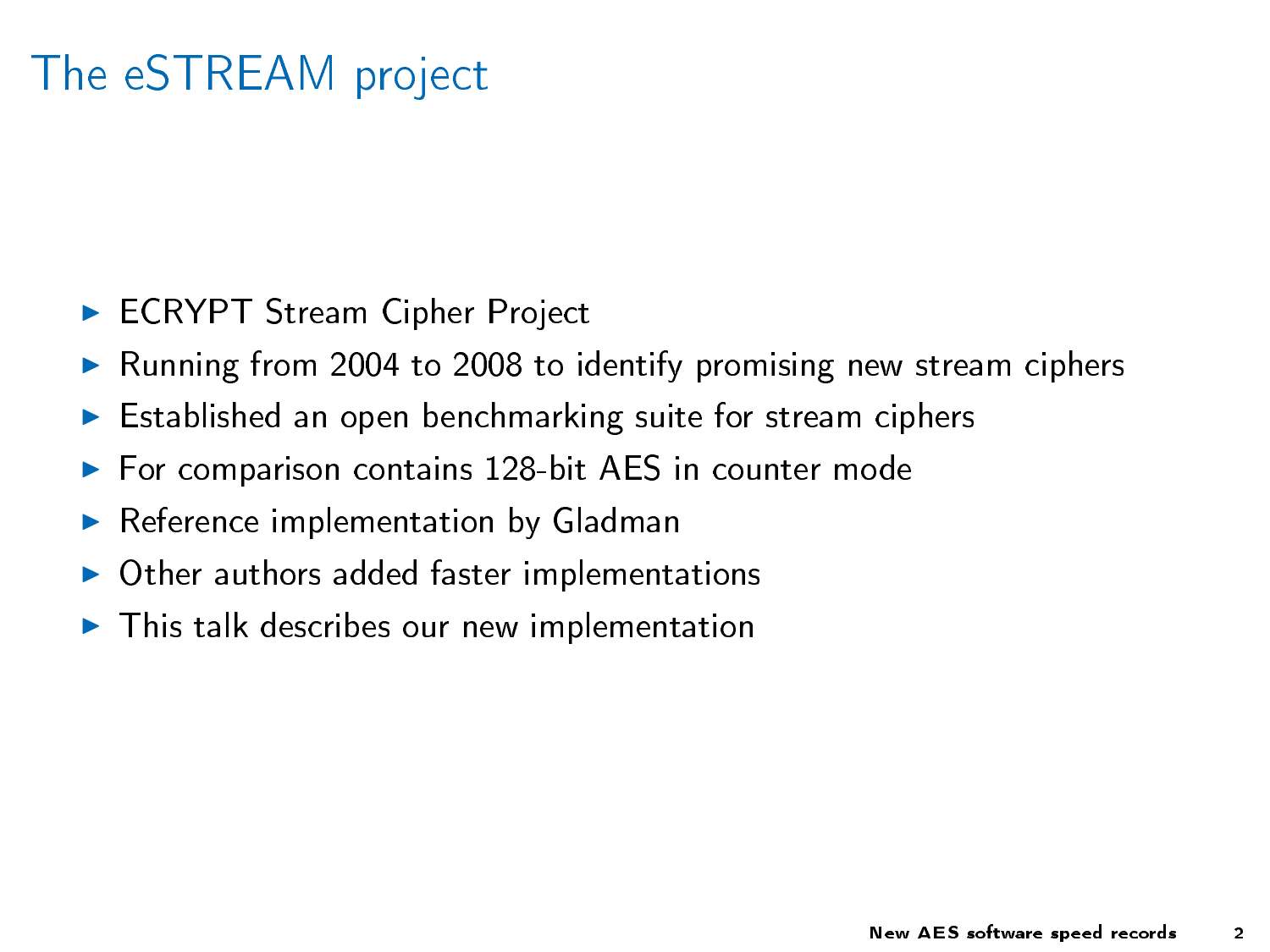# The eSTREAM project

- ECRYPT Stream Cipher Project
- Running from 2004 to 2008 to identify promising new stream ciphers
- Established an open benchmarking suite for stream ciphers
- For comparison contains 128-bit AES in counter mode
- Reference implementation by Gladman
- Other authors added faster implementations
- This talk describes our new implementation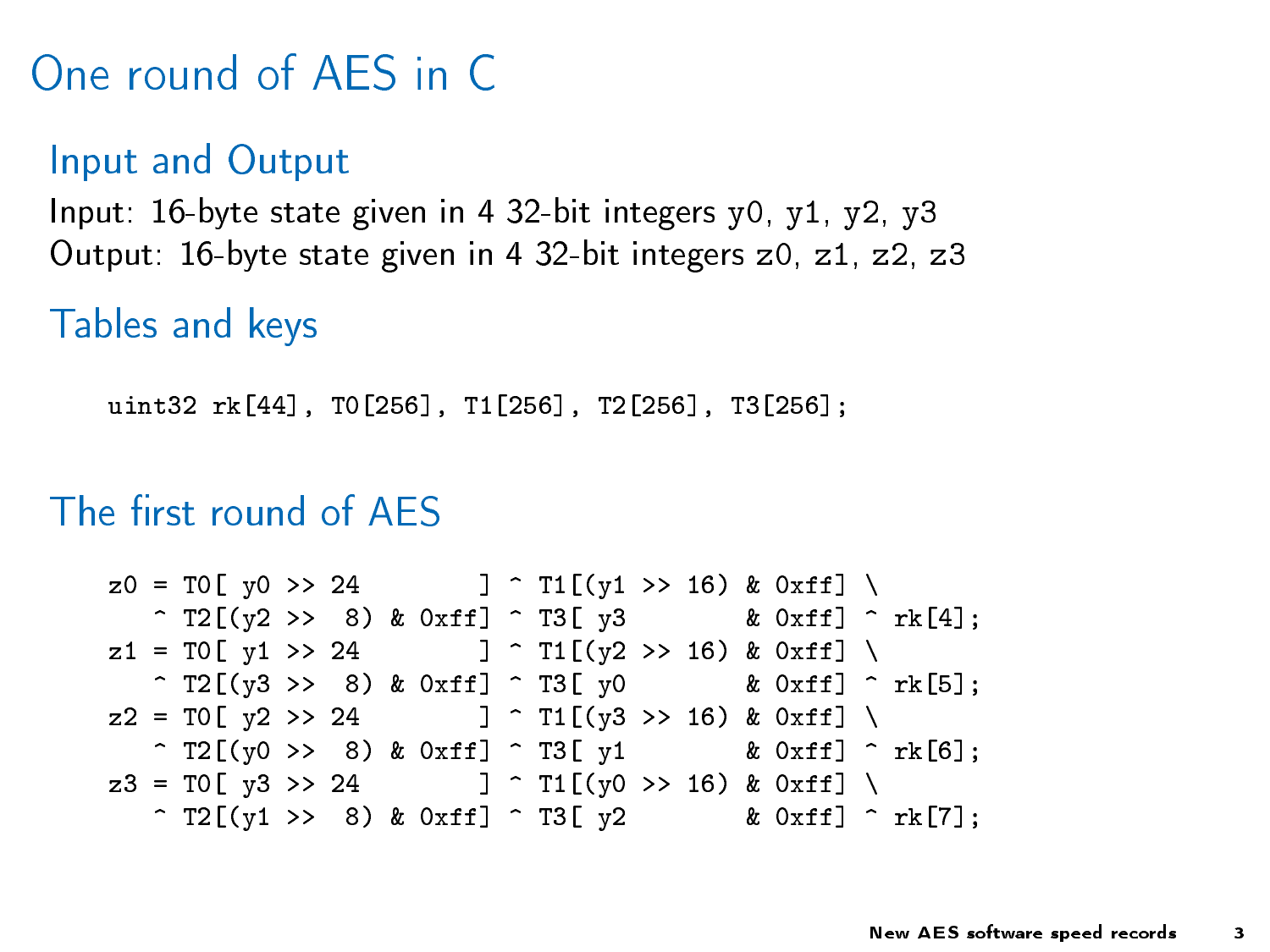# One round of AES in C

## Input and Output

Input: 16-byte state given in 4 32-bit integers y0, y1, y2, y3

Output: 16-byte state given in 4 32-bit integers z0, z1, z2, z3

## Tables and keys

```
uint32 rk[44], T0[256], T1[256], T2[256], T3[256];
```

## The first round of AES

```
z0 = T0[ y0 >> 24        ] ^ T1[(y1 >> 16) & 0xff] \
   ^ T2[(y2 >>  8) & 0xff] ^ T3[ y3        & 0xff] ^ rk[4];
z1 = T0[ y1 >> 24        ] ^ T1[(y2 >> 16) & 0xff] \
   ^ T2[(y3 >>  8) & 0xff] ^ T3[ y0        & 0xff] ^ rk[5];
z2 = T0[ y2 >> 24        ] ^ T1[(y3 >> 16) & 0xff] \
   ^ T2[(y0 >>  8) & 0xff] ^ T3[ y1        & 0xff] ^ rk[6];
z3 = T0[ y3 >> 24        ] ^ T1[(y0 >> 16) & 0xff] \
   ^ T2[(y1 >>  8) & 0xff] ^ T3[ y2        & 0xff] ^ rk[7];
```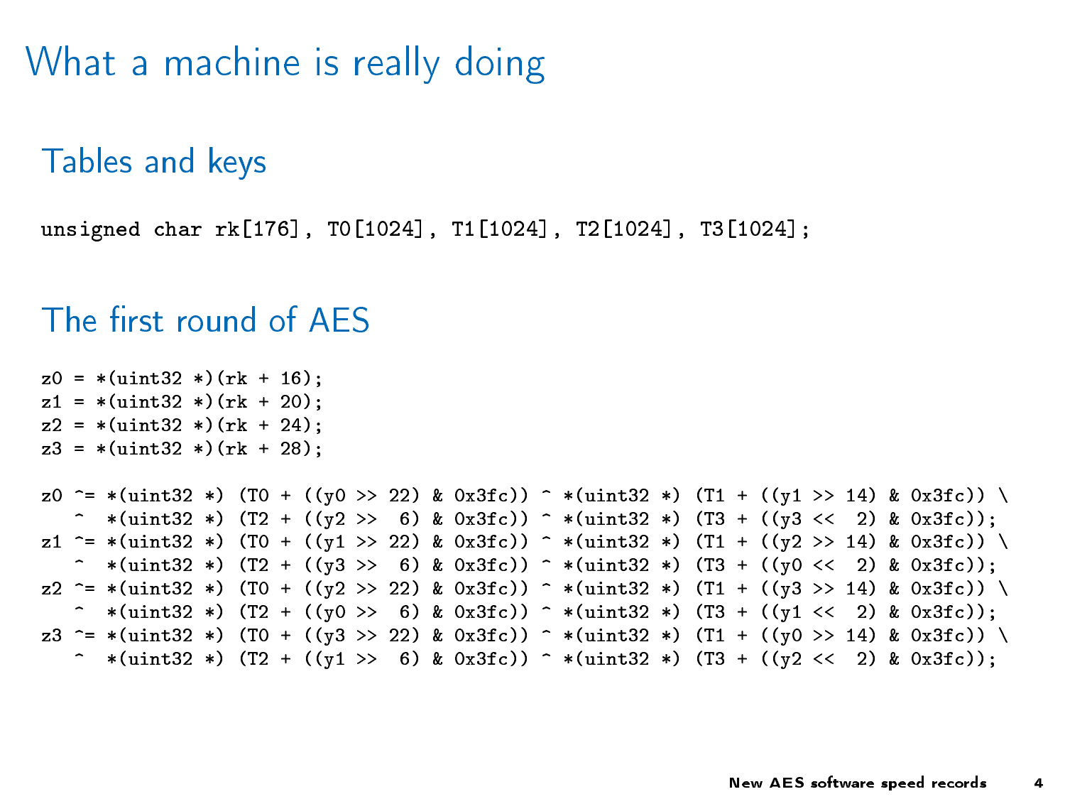# What a machine is really doing

## Tables and keys

```
unsigned char rk[176], T0[1024], T1[1024], T2[1024], T3[1024];
```

## The first round of AES

```
z0 = *(uint32 *)(rk + 16);
z1 = *(uint32 *)(rk + 20);
z2 = *(uint32 *)(rk + 24);
z3 = *(uint32 *)(rk + 28);

z0 ^= *(uint32 *) (T0 + ((y0 >> 22) & 0x3fc)) ^ *(uint32 *) (T1 + ((y1 >> 14) & 0x3fc)) \
   ^  *(uint32 *) (T2 + ((y2 >>  6) & 0x3fc)) ^ *(uint32 *) (T3 + ((y3 <<  2) & 0x3fc));
z1 ^= *(uint32 *) (T0 + ((y1 >> 22) & 0x3fc)) ^ *(uint32 *) (T1 + ((y2 >> 14) & 0x3fc)) \
   ^  *(uint32 *) (T2 + ((y3 >>  6) & 0x3fc)) ^ *(uint32 *) (T3 + ((y0 <<  2) & 0x3fc));
z2 ^= *(uint32 *) (T0 + ((y2 >> 22) & 0x3fc)) ^ *(uint32 *) (T1 + ((y3 >> 14) & 0x3fc)) \
   ^  *(uint32 *) (T2 + ((y0 >>  6) & 0x3fc)) ^ *(uint32 *) (T3 + ((y1 <<  2) & 0x3fc));
z3 ^= *(uint32 *) (T0 + ((y3 >> 22) & 0x3fc)) ^ *(uint32 *) (T1 + ((y0 >> 14) & 0x3fc)) \
   ^  *(uint32 *) (T2 + ((y1 >>  6) & 0x3fc)) ^ *(uint32 *) (T3 + ((y2 <<  2) & 0x3fc));
```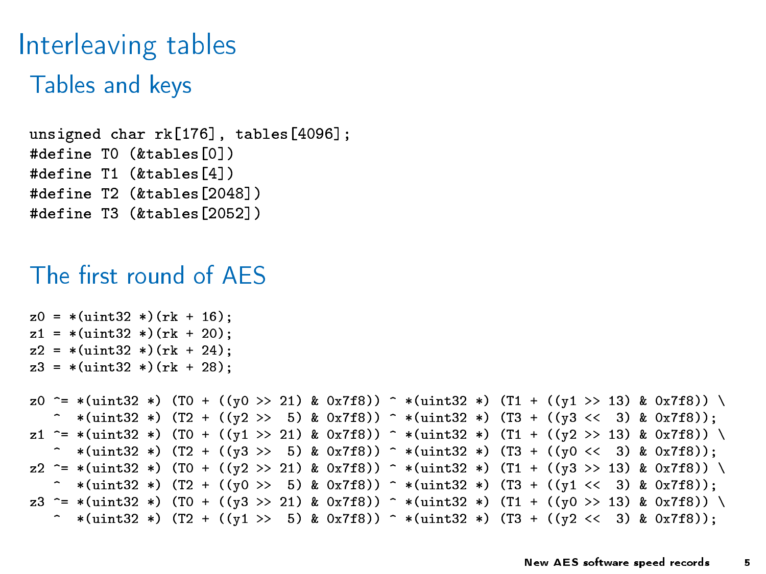# Interleaving tables

## Tables and keys

```
unsigned char rk[176], tables[4096];
#define T0 (&tables[0])
#define T1 (&tables[4])
#define T2 (&tables[2048])
#define T3 (&tables[2052])
```

## The first round of AES

```
z0 = *(uint32 *)(rk + 16);
z1 = *(uint32 *)(rk + 20);
z2 = *(uint32 *)(rk + 24);
z3 = *(uint32 *)(rk + 28);

z0 ^= *(uint32 *) (T0 + ((y0 >> 21) & 0x7f8)) ^ *(uint32 *) (T1 + ((y1 >> 13) & 0x7f8)) \
   ^  *(uint32 *) (T2 + ((y2 >>  5) & 0x7f8)) ^ *(uint32 *) (T3 + ((y3 <<  3) & 0x7f8));
z1 ^= *(uint32 *) (T0 + ((y1 >> 21) & 0x7f8)) ^ *(uint32 *) (T1 + ((y2 >> 13) & 0x7f8)) \
   ^  *(uint32 *) (T2 + ((y3 >>  5) & 0x7f8)) ^ *(uint32 *) (T3 + ((y0 <<  3) & 0x7f8));
z2 ^= *(uint32 *) (T0 + ((y2 >> 21) & 0x7f8)) ^ *(uint32 *) (T1 + ((y3 >> 13) & 0x7f8)) \
   ^  *(uint32 *) (T2 + ((y0 >>  5) & 0x7f8)) ^ *(uint32 *) (T3 + ((y1 <<  3) & 0x7f8));
z3 ^= *(uint32 *) (T0 + ((y3 >> 21) & 0x7f8)) ^ *(uint32 *) (T1 + ((y0 >> 13) & 0x7f8)) \
   ^  *(uint32 *) (T2 + ((y1 >>  5) & 0x7f8)) ^ *(uint32 *) (T3 + ((y2 <<  3) & 0x7f8));
```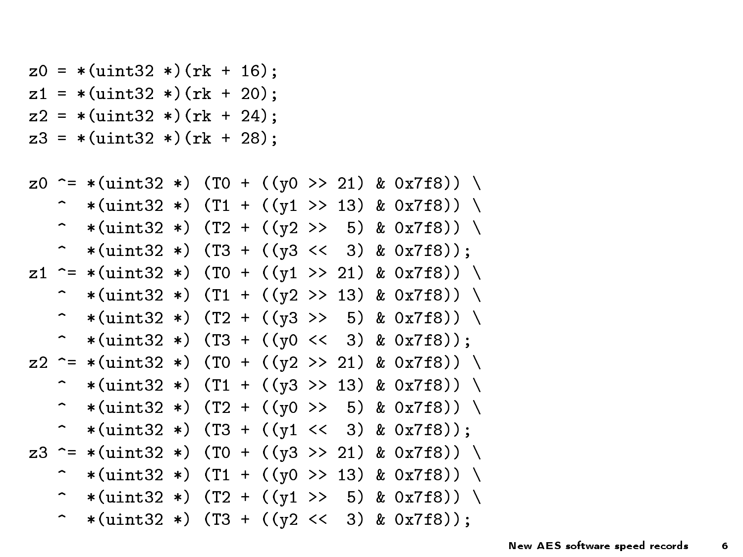```
z0 = *(uint32 *)(rk + 16);
z1 = *(uint32 *)(rk + 20);
z2 = *(uint32 *)(rk + 24);
z3 = *(uint32 *)(rk + 28);

z0 ^= *(uint32 *) (T0 + ((y0 >> 21) & 0x7f8)) \
   ^  *(uint32 *) (T1 + ((y1 >> 13) & 0x7f8)) \
   ^  *(uint32 *) (T2 + ((y2 >>  5) & 0x7f8)) \
   ^  *(uint32 *) (T3 + ((y3 <<  3) & 0x7f8));
z1 ^= *(uint32 *) (T0 + ((y1 >> 21) & 0x7f8)) \
   ^  *(uint32 *) (T1 + ((y2 >> 13) & 0x7f8)) \
   ^  *(uint32 *) (T2 + ((y3 >>  5) & 0x7f8)) \
   ^  *(uint32 *) (T3 + ((y0 <<  3) & 0x7f8));
z2 ^= *(uint32 *) (T0 + ((y2 >> 21) & 0x7f8)) \
   ^  *(uint32 *) (T1 + ((y3 >> 13) & 0x7f8)) \
   ^  *(uint32 *) (T2 + ((y0 >>  5) & 0x7f8)) \
   ^  *(uint32 *) (T3 + ((y1 <<  3) & 0x7f8));
z3 ^= *(uint32 *) (T0 + ((y3 >> 21) & 0x7f8)) \
   ^  *(uint32 *) (T1 + ((y0 >> 13) & 0x7f8)) \
   ^  *(uint32 *) (T2 + ((y1 >>  5) & 0x7f8)) \
   ^  *(uint32 *) (T3 + ((y2 <<  3) & 0x7f8));
```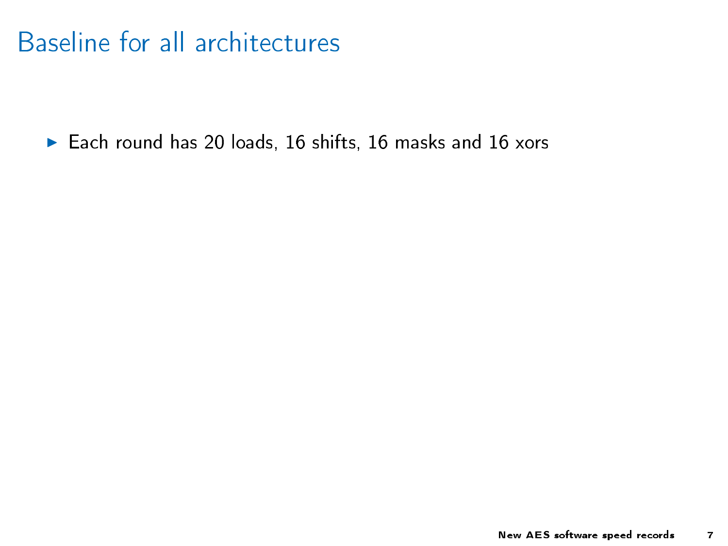# Baseline for all architectures

- Each round has 20 loads, 16 shifts, 16 masks and 16 xors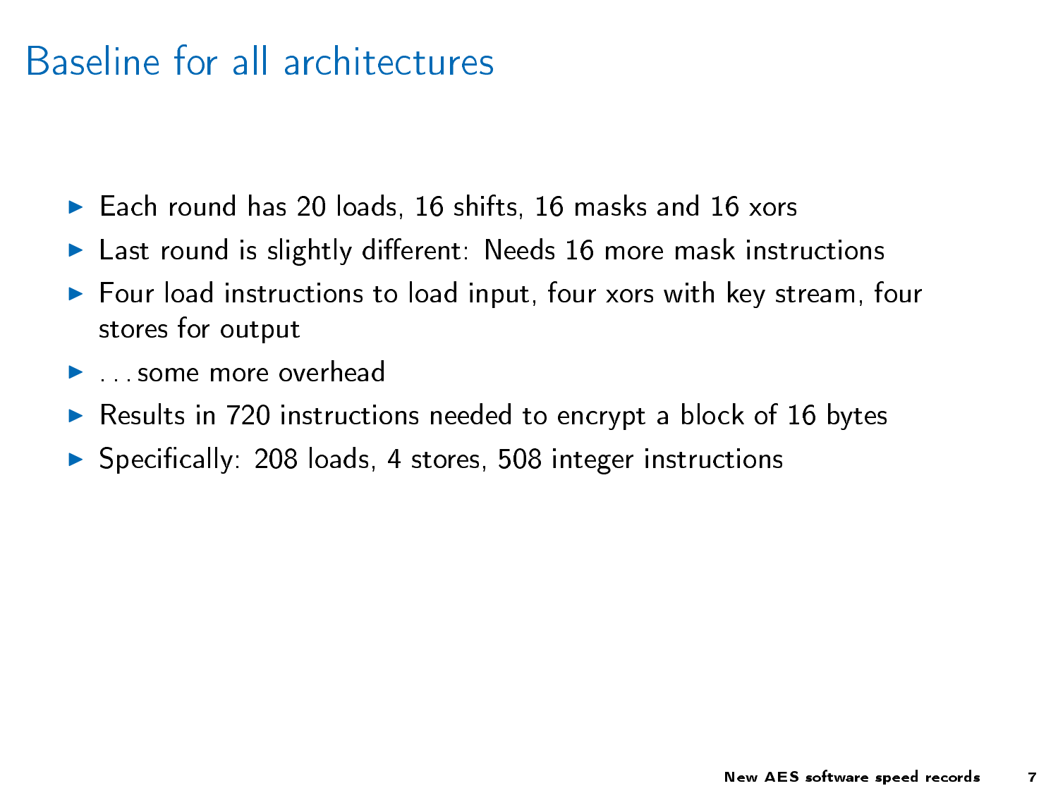# Baseline for all architectures

- Each round has 20 loads, 16 shifts, 16 masks and 16 xors
- Last round is slightly different: Needs 16 more mask instructions
- Four load instructions to load input, four xors with key stream, four stores for output
- ...some more overhead
- Results in 720 instructions needed to encrypt a block of 16 bytes
- Specifically: 208 loads, 4 stores, 508 integer instructions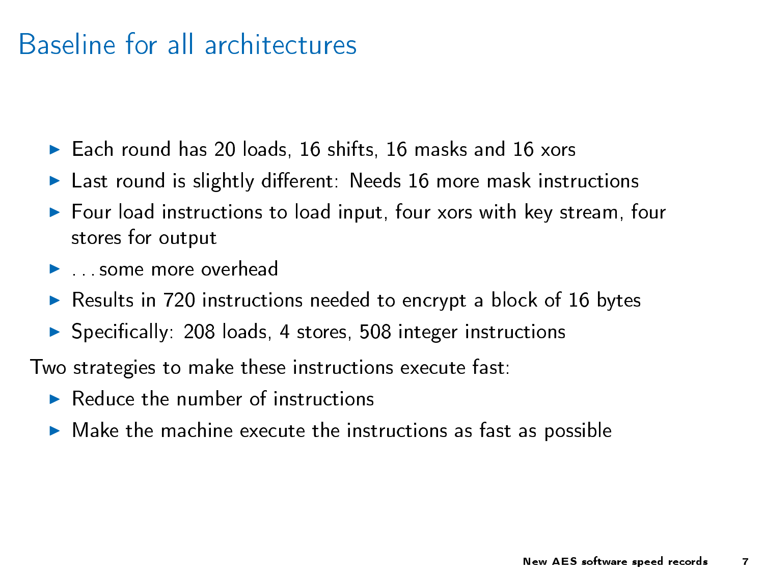# Baseline for all architectures

- Each round has 20 loads, 16 shifts, 16 masks and 16 xors
- Last round is slightly different: Needs 16 more mask instructions
- Four load instructions to load input, four xors with key stream, four stores for output
- ...some more overhead
- Results in 720 instructions needed to encrypt a block of 16 bytes
- Specifically: 208 loads, 4 stores, 508 integer instructions

Two strategies to make these instructions execute fast:

- Reduce the number of instructions
- Make the machine execute the instructions as fast as possible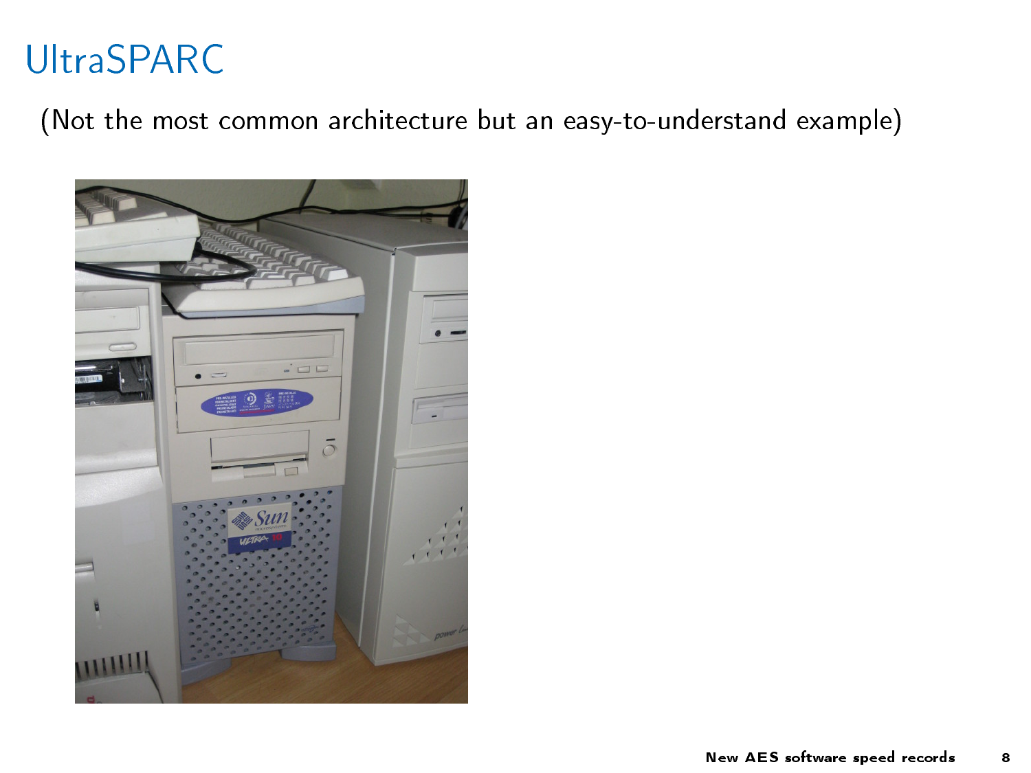# UltraSPARC

(Not the most common architecture but an easy-to-understand example)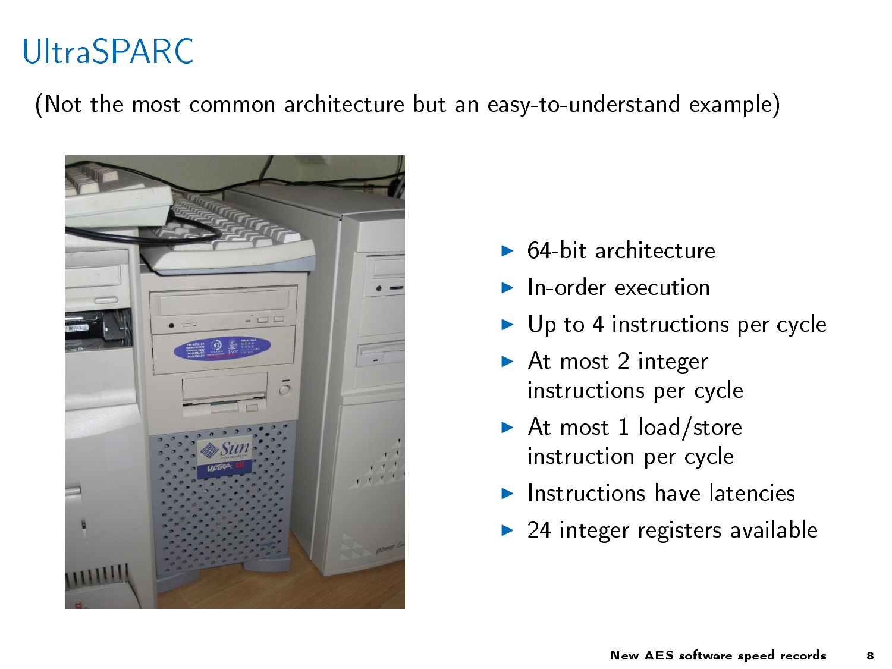# UltraSPARC

(Not the most common architecture but an easy-to-understand example)

- 64-bit architecture
- In-order execution
- Up to 4 instructions per cycle
- At most 2 integer instructions per cycle
- At most 1 load/store instruction per cycle
- Instructions have latencies
- 24 integer registers available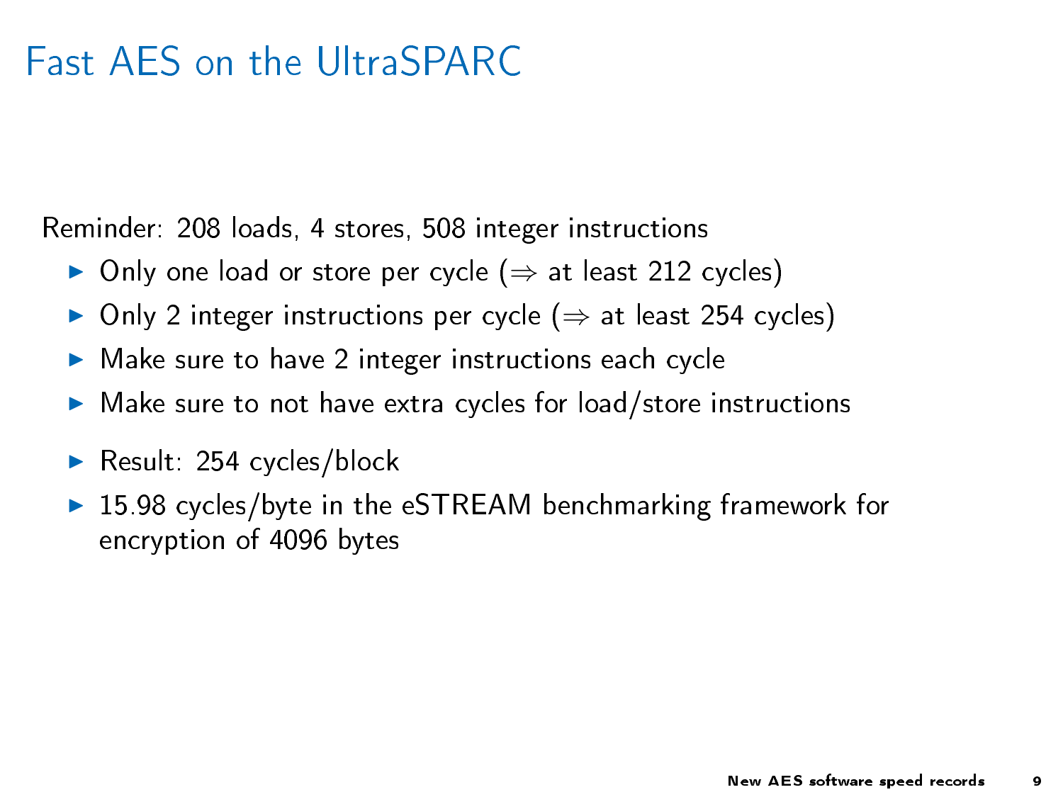# Fast AES on the UltraSPARC

Reminder: 208 loads, 4 stores, 508 integer instructions

- Only one load or store per cycle ($\Rightarrow$ at least 212 cycles)
- Only 2 integer instructions per cycle ($\Rightarrow$ at least 254 cycles)
- Make sure to have 2 integer instructions each cycle
- Make sure to not have extra cycles for load/store instructions

- Result: 254 cycles/block
- 15.98 cycles/byte in the eSTREAM benchmarking framework for encryption of 4096 bytes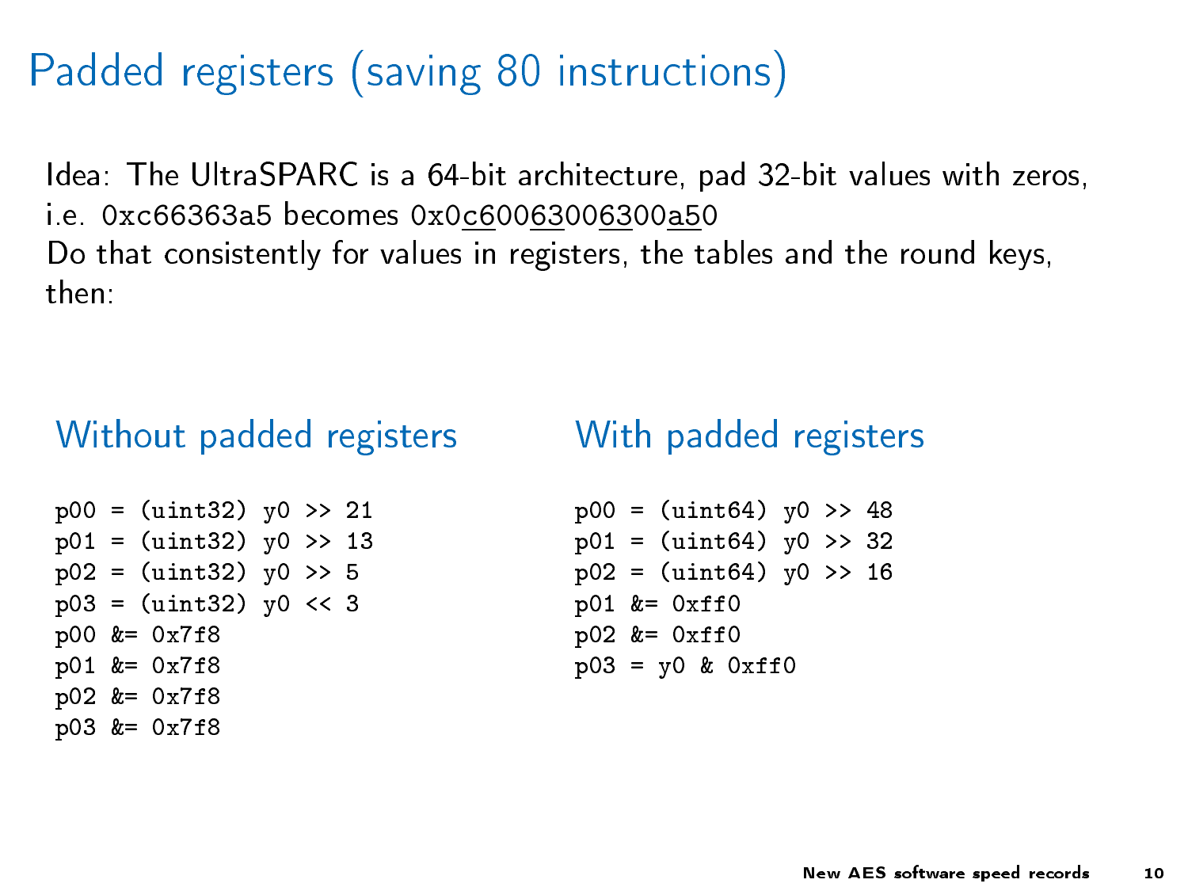# Padded registers (saving 80 instructions)

Idea: The UltraSPARC is a 64-bit architecture, pad 32-bit values with zeros, i.e. 0xc66363a5 becomes 0x0c60063006300a50
Do that consistently for values in registers, the tables and the round keys, then:

## Without padded registers

```
p00 = (uint32) y0 >> 21
p01 = (uint32) y0 >> 13
p02 = (uint32) y0 >> 5
p03 = (uint32) y0 << 3
p00 &= 0x7f8
p01 &= 0x7f8
p02 &= 0x7f8
p03 &= 0x7f8
```

## With padded registers

```
p00 = (uint64) y0 >> 48
p01 = (uint64) y0 >> 32
p02 = (uint64) y0 >> 16
p01 &= 0xff0
p02 &= 0xff0
p03 = y0 & 0xff0
```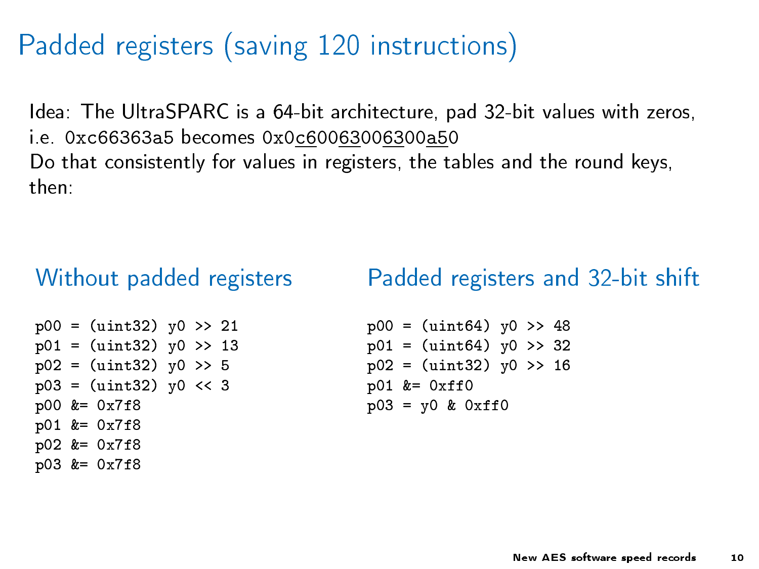# Padded registers (saving 120 instructions)

Idea: The UltraSPARC is a 64-bit architecture, pad 32-bit values with zeros, i.e. 0xc66363a5 becomes 0x0c60063006300a50
Do that consistently for values in registers, the tables and the round keys, then:

## Without padded registers

```
p00 = (uint32) y0 >> 21
p01 = (uint32) y0 >> 13
p02 = (uint32) y0 >> 5
p03 = (uint32) y0 << 3
p00 &= 0x7f8
p01 &= 0x7f8
p02 &= 0x7f8
p03 &= 0x7f8
```

## Padded registers and 32-bit shift

```
p00 = (uint64) y0 >> 48
p01 = (uint64) y0 >> 32
p02 = (uint32) y0 >> 16
p01 &= 0xff0
p03 = y0 & 0xff0
```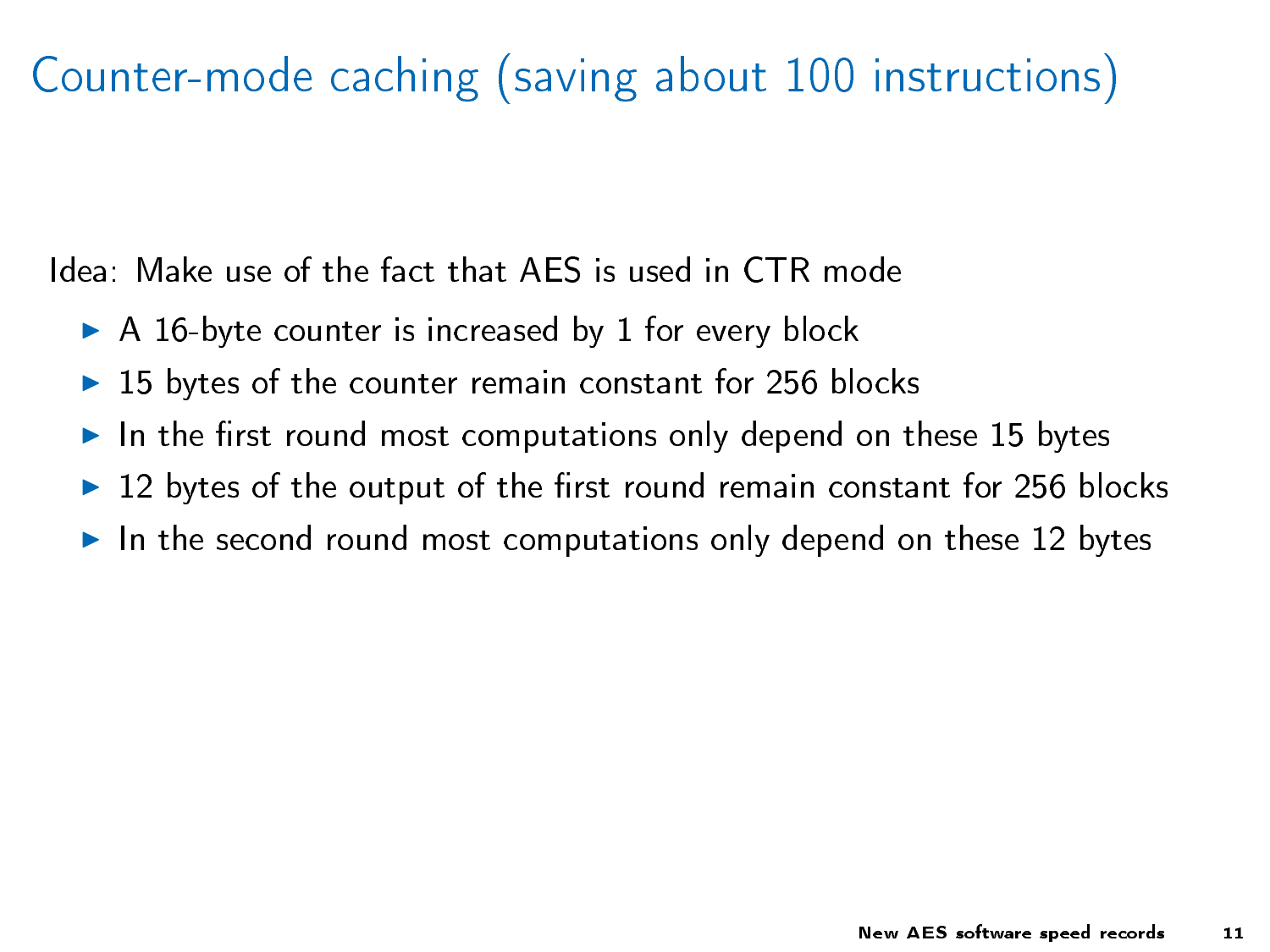# Counter-mode caching (saving about 100 instructions)

Idea: Make use of the fact that AES is used in CTR mode

- A 16-byte counter is increased by 1 for every block
- 15 bytes of the counter remain constant for 256 blocks
- In the first round most computations only depend on these 15 bytes
- 12 bytes of the output of the first round remain constant for 256 blocks
- In the second round most computations only depend on these 12 bytes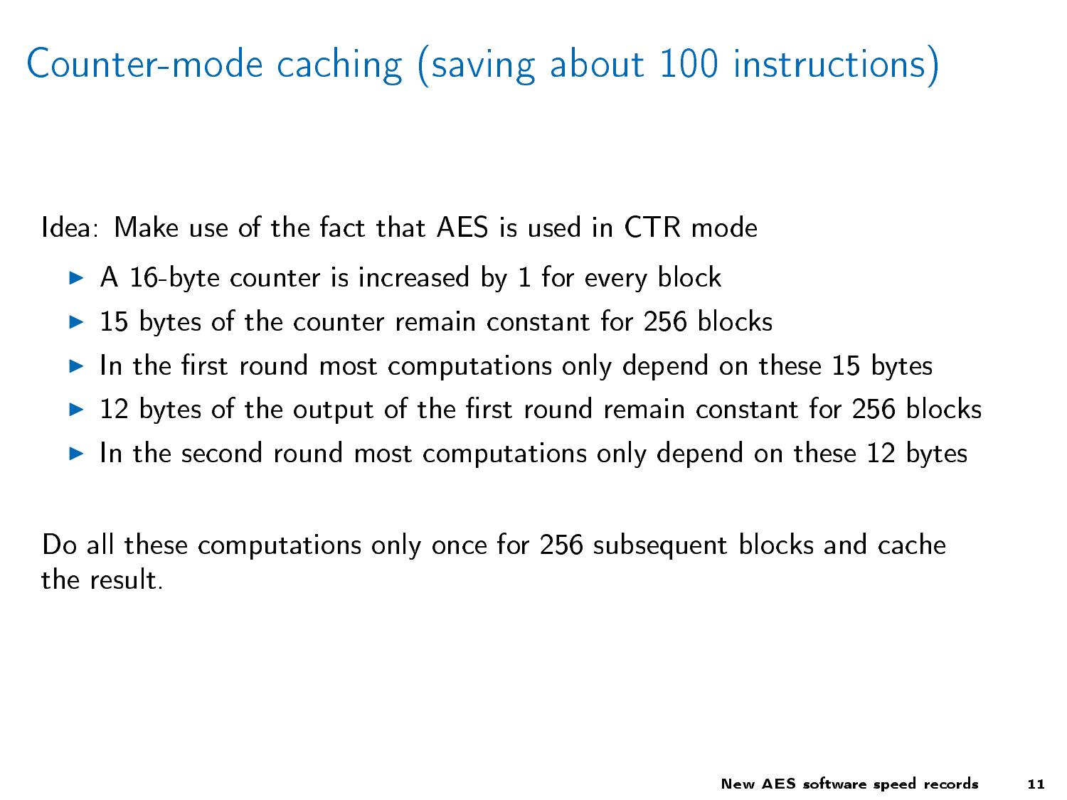# Counter-mode caching (saving about 100 instructions)

Idea: Make use of the fact that AES is used in CTR mode

- A 16-byte counter is increased by 1 for every block
- 15 bytes of the counter remain constant for 256 blocks
- In the first round most computations only depend on these 15 bytes
- 12 bytes of the output of the first round remain constant for 256 blocks
- In the second round most computations only depend on these 12 bytes

Do all these computations only once for 256 subsequent blocks and cache the result.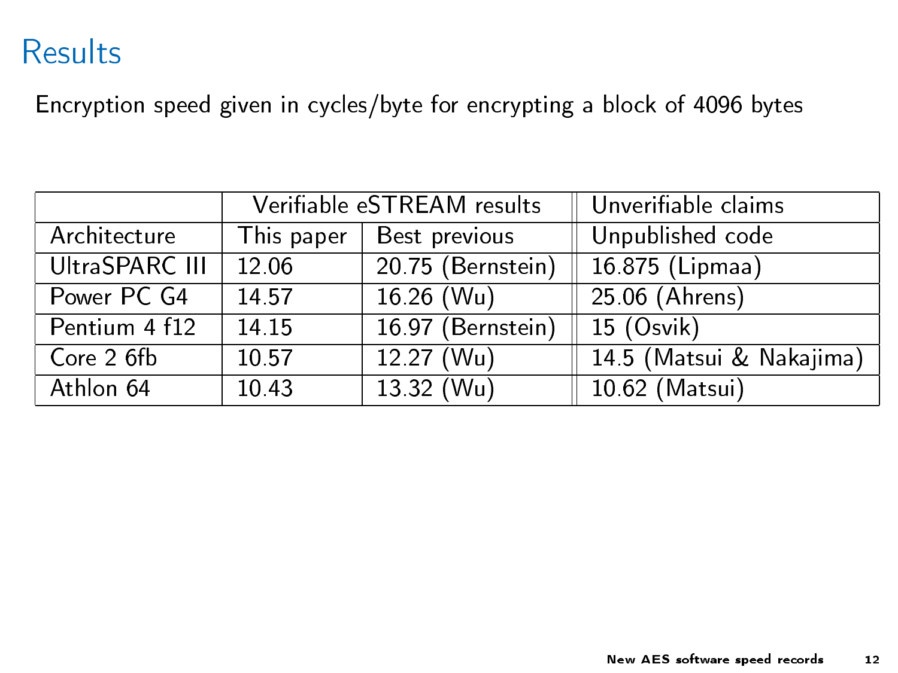# Results

Encryption speed given in cycles/byte for encrypting a block of 4096 bytes

| | Verifiable eSTREAM results | | Unverifiable claims |
|---|---|---|---|
| Architecture | This paper | Best previous | Unpublished code |
| UltraSPARC III | 12.06 | 20.75 (Bernstein) | 16.875 (Lipmaa) |
| Power PC G4 | 14.57 | 16.26 (Wu) | 25.06 (Ahrens) |
| Pentium 4 f12 | 14.15 | 16.97 (Bernstein) | 15 (Osvik) |
| Core 2 6fb | 10.57 | 12.27 (Wu) | 14.5 (Matsui & Nakajima) |
| Athlon 64 | 10.43 | 13.32 (Wu) | 10.62 (Matsui) |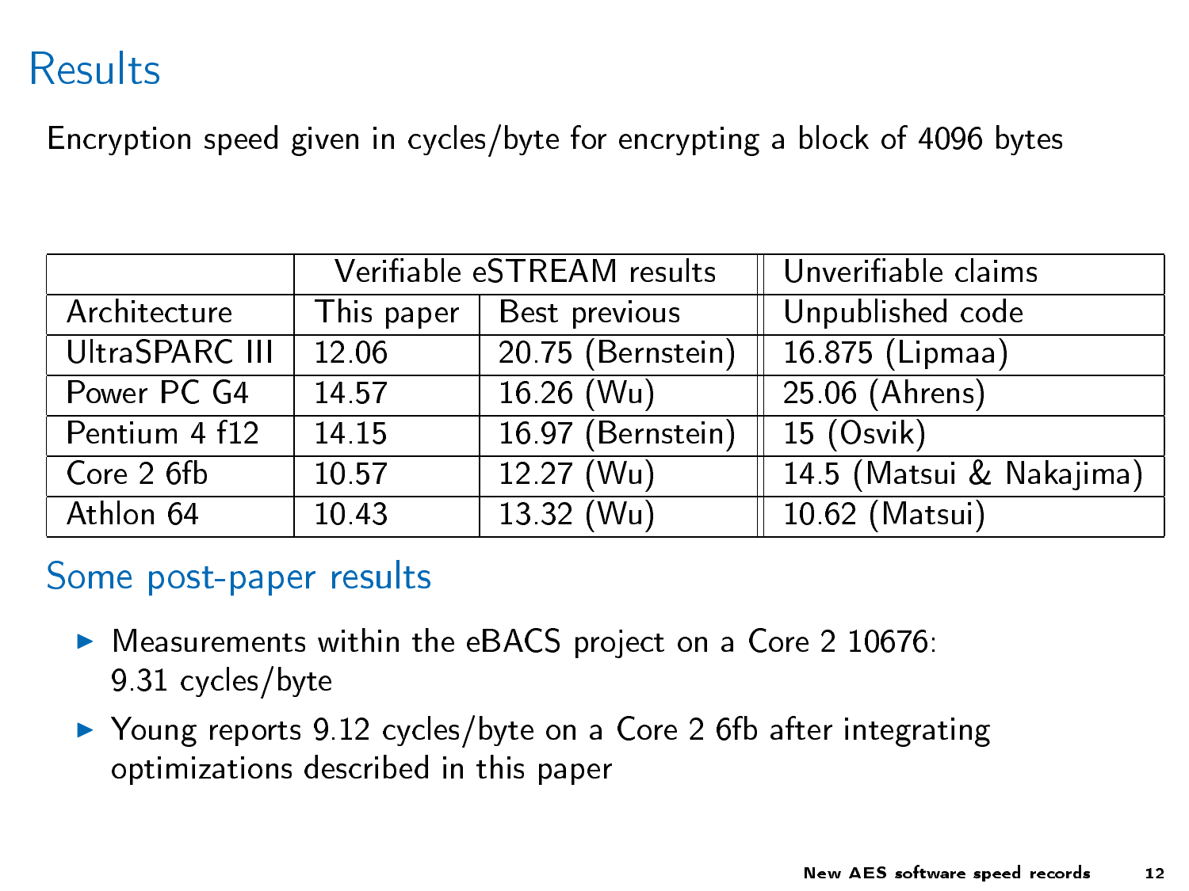# Results

Encryption speed given in cycles/byte for encrypting a block of 4096 bytes

| | Verifiable eSTREAM results | | Unverifiable claims |
|---|---|---|---|
| Architecture | This paper | Best previous | Unpublished code |
| UltraSPARC III | 12.06 | 20.75 (Bernstein) | 16.875 (Lipmaa) |
| Power PC G4 | 14.57 | 16.26 (Wu) | 25.06 (Ahrens) |
| Pentium 4 f12 | 14.15 | 16.97 (Bernstein) | 15 (Osvik) |
| Core 2 6fb | 10.57 | 12.27 (Wu) | 14.5 (Matsui & Nakajima) |
| Athlon 64 | 10.43 | 13.32 (Wu) | 10.62 (Matsui) |

## Some post-paper results

- Measurements within the eBACS project on a Core 2 10676: 9.31 cycles/byte
- Young reports 9.12 cycles/byte on a Core 2 6fb after integrating optimizations described in this paper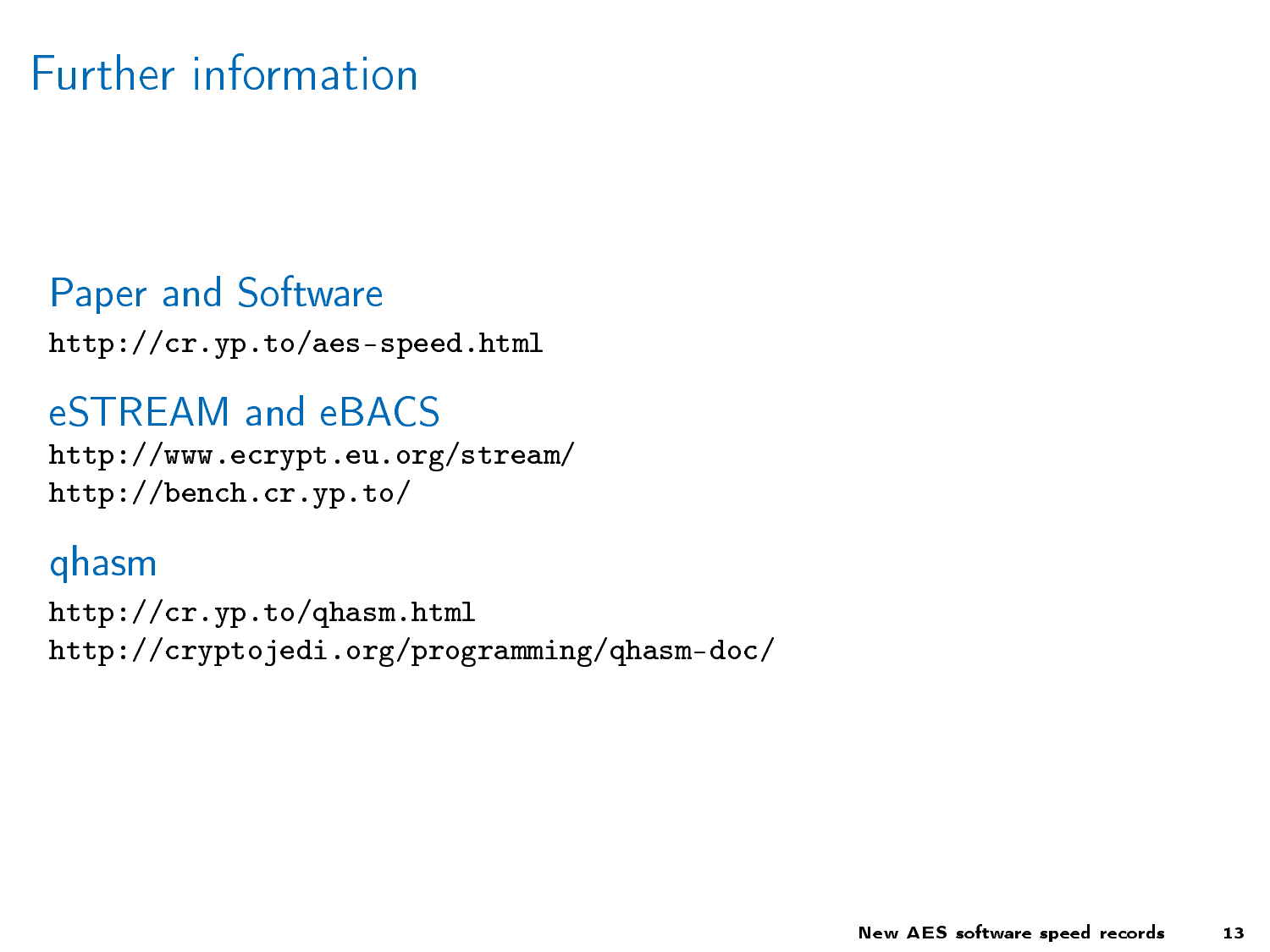# Further information

## Paper and Software

http://cr.yp.to/aes-speed.html

## eSTREAM and eBACS

http://www.ecrypt.eu.org/stream/
http://bench.cr.yp.to/

## qhasm

http://cr.yp.to/qhasm.html
http://cryptojedi.org/programming/qhasm-doc/